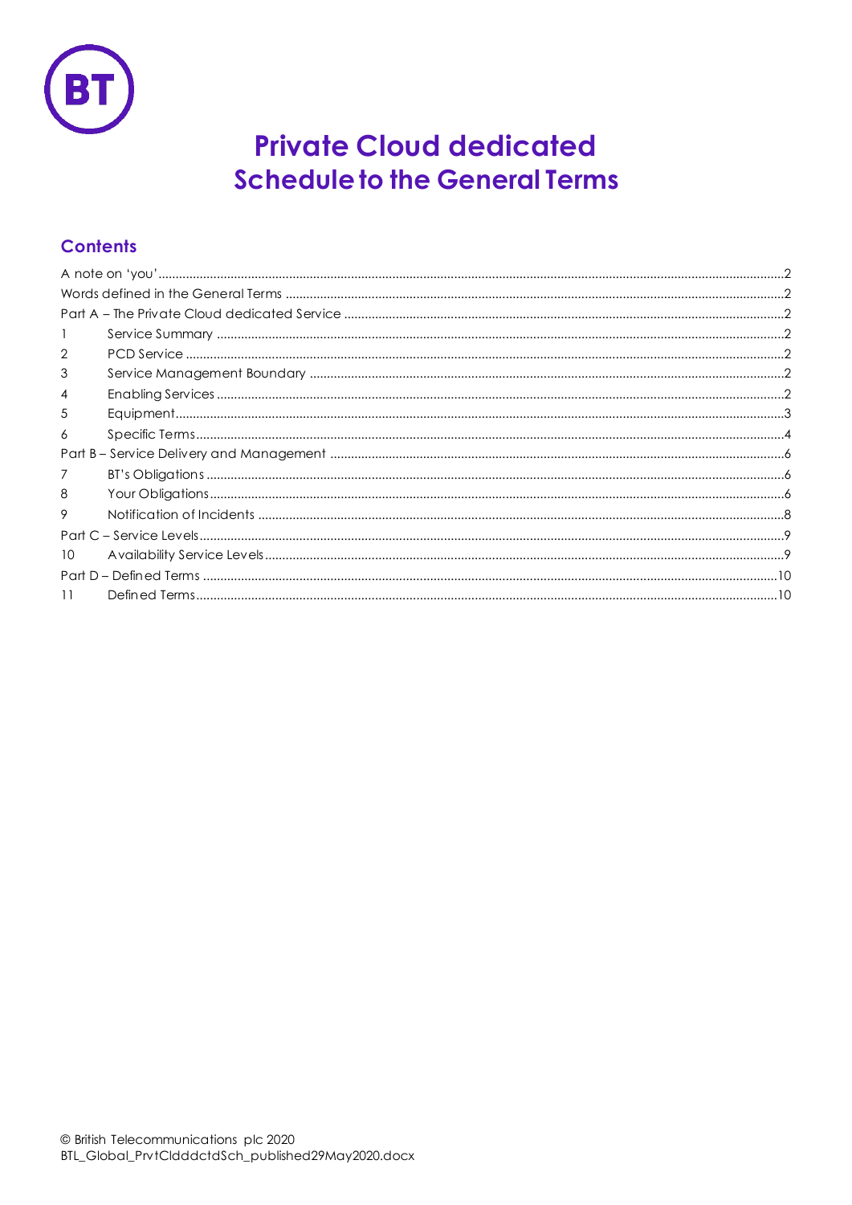# Private Cloud dedicated
## Schedule to the General Terms

## Contents

| | | |
|---|---|---|
| A note on 'you' | | 2 |
| Words defined in the General Terms | | 2 |
| Part A – The Private Cloud dedicated Service | | 2 |
| 1 | Service Summary | 2 |
| 2 | PCD Service | 2 |
| 3 | Service Management Boundary | 2 |
| 4 | Enabling Services | 2 |
| 5 | Equipment | 3 |
| 6 | Specific Terms | 4 |
| Part B – Service Delivery and Management | | 6 |
| 7 | BT's Obligations | 6 |
| 8 | Your Obligations | 6 |
| 9 | Notification of Incidents | 8 |
| Part C – Service Levels | | 9 |
| 10 | Availability Service Levels | 9 |
| Part D – Defined Terms | | 10 |
| 11 | Defined Terms | 10 |

© British Telecommunications plc 2020
BTL_Global_PrvtCldddctdSch_published29May2020.docx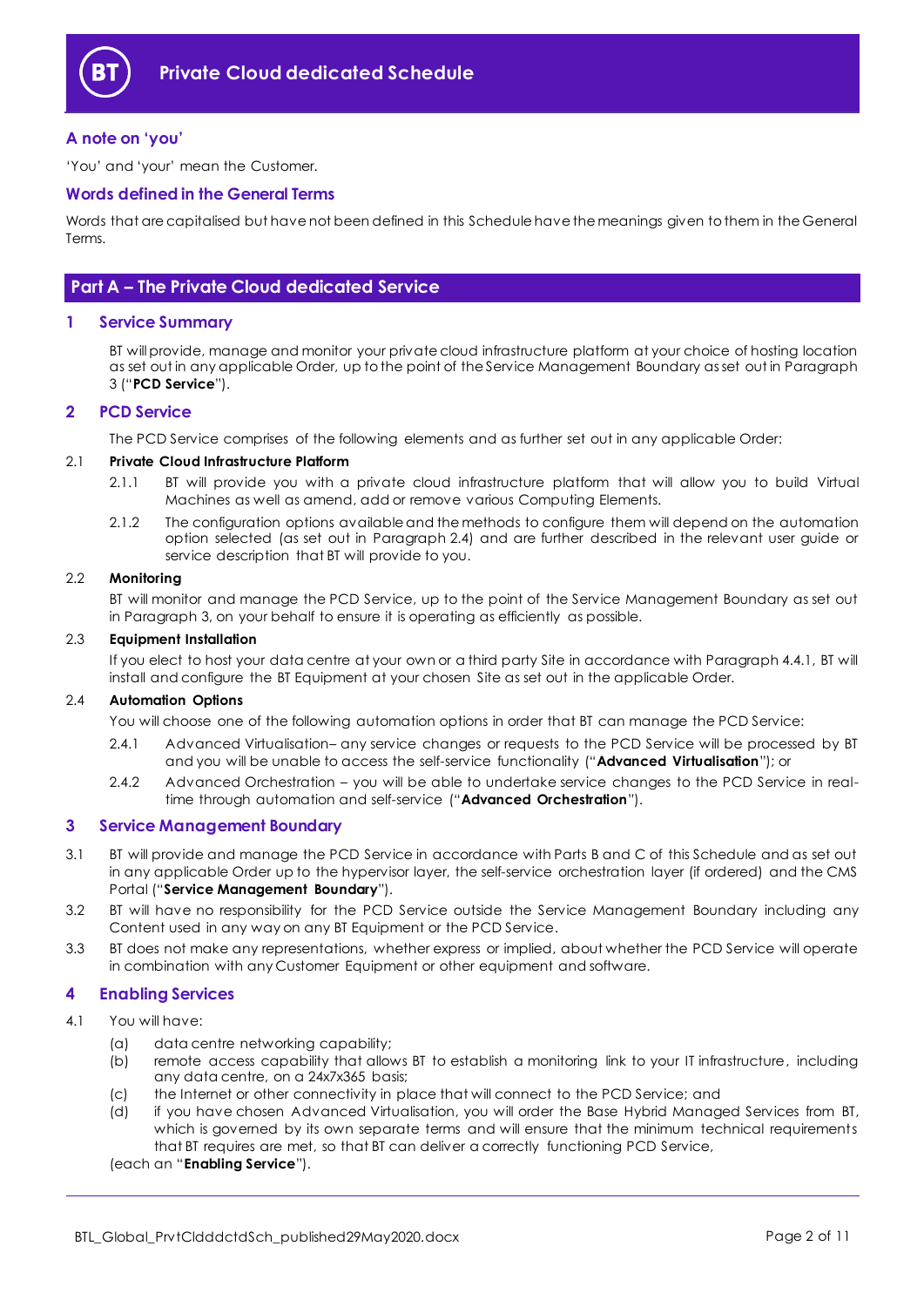# Private Cloud dedicated Schedule

## A note on 'you'

'You' and 'your' mean the Customer.

## Words defined in the General Terms

Words that are capitalised but have not been defined in this Schedule have the meanings given to them in the General Terms.

## Part A – The Private Cloud dedicated Service

### 1 Service Summary

BT will provide, manage and monitor your private cloud infrastructure platform at your choice of hosting location as set out in any applicable Order, up to the point of the Service Management Boundary as set out in Paragraph 3 ("**PCD Service**").

### 2 PCD Service

The PCD Service comprises of the following elements and as further set out in any applicable Order:

2.1 **Private Cloud Infrastructure Platform**

2.1.1 BT will provide you with a private cloud infrastructure platform that will allow you to build Virtual Machines as well as amend, add or remove various Computing Elements.

2.1.2 The configuration options available and the methods to configure them will depend on the automation option selected (as set out in Paragraph 2.4) and are further described in the relevant user guide or service description that BT will provide to you.

2.2 **Monitoring**

BT will monitor and manage the PCD Service, up to the point of the Service Management Boundary as set out in Paragraph 3, on your behalf to ensure it is operating as efficiently as possible.

2.3 **Equipment Installation**

If you elect to host your data centre at your own or a third party Site in accordance with Paragraph 4.4.1, BT will install and configure the BT Equipment at your chosen Site as set out in the applicable Order.

2.4 **Automation Options**

You will choose one of the following automation options in order that BT can manage the PCD Service:

2.4.1 Advanced Virtualisation– any service changes or requests to the PCD Service will be processed by BT and you will be unable to access the self-service functionality ("**Advanced Virtualisation**"); or

2.4.2 Advanced Orchestration – you will be able to undertake service changes to the PCD Service in real-time through automation and self-service ("**Advanced Orchestration**").

### 3 Service Management Boundary

3.1 BT will provide and manage the PCD Service in accordance with Parts B and C of this Schedule and as set out in any applicable Order up to the hypervisor layer, the self-service orchestration layer (if ordered) and the CMS Portal ("**Service Management Boundary**").

3.2 BT will have no responsibility for the PCD Service outside the Service Management Boundary including any Content used in any way on any BT Equipment or the PCD Service.

3.3 BT does not make any representations, whether express or implied, about whether the PCD Service will operate in combination with any Customer Equipment or other equipment and software.

### 4 Enabling Services

4.1 You will have:

(a) data centre networking capability;
(b) remote access capability that allows BT to establish a monitoring link to your IT infrastructure, including any data centre, on a 24x7x365 basis;
(c) the Internet or other connectivity in place that will connect to the PCD Service; and
(d) if you have chosen Advanced Virtualisation, you will order the Base Hybrid Managed Services from BT, which is governed by its own separate terms and will ensure that the minimum technical requirements that BT requires are met, so that BT can deliver a correctly functioning PCD Service,

(each an "**Enabling Service**").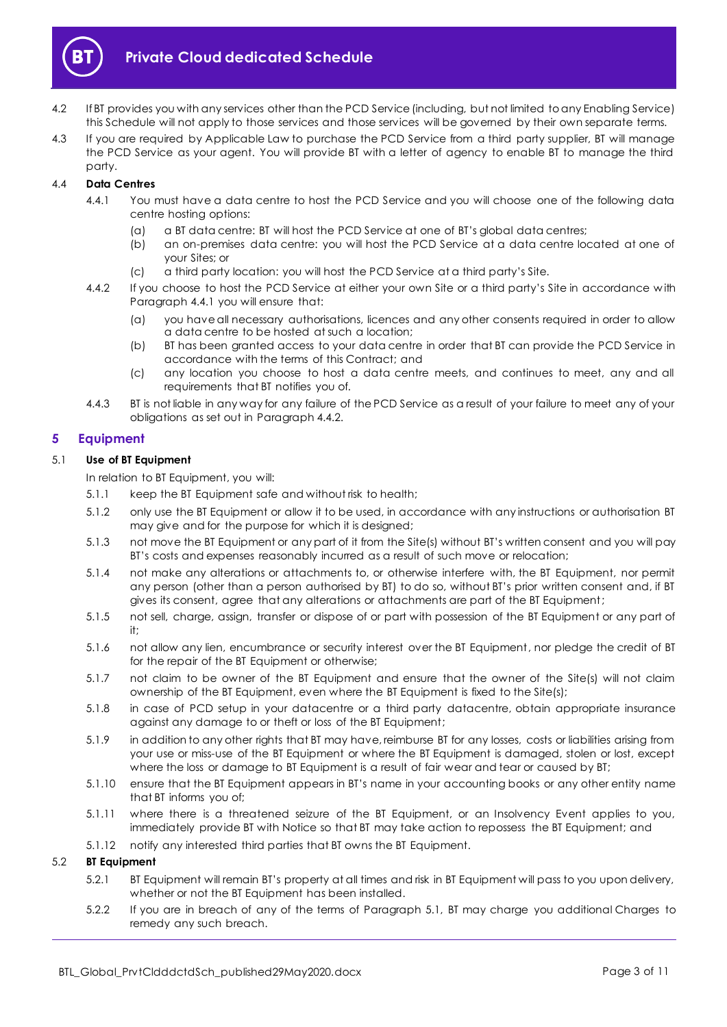4.2 If BT provides you with any services other than the PCD Service (including, but not limited to any Enabling Service) this Schedule will not apply to those services and those services will be governed by their own separate terms.

4.3 If you are required by Applicable Law to purchase the PCD Service from a third party supplier, BT will manage the PCD Service as your agent. You will provide BT with a letter of agency to enable BT to manage the third party.

4.4 **Data Centres**

4.4.1 You must have a data centre to host the PCD Service and you will choose one of the following data centre hosting options:

(a) a BT data centre: BT will host the PCD Service at one of BT's global data centres;

(b) an on-premises data centre: you will host the PCD Service at a data centre located at one of your Sites; or

(c) a third party location: you will host the PCD Service at a third party's Site.

4.4.2 If you choose to host the PCD Service at either your own Site or a third party's Site in accordance with Paragraph 4.4.1 you will ensure that:

(a) you have all necessary authorisations, licences and any other consents required in order to allow a data centre to be hosted at such a location;

(b) BT has been granted access to your data centre in order that BT can provide the PCD Service in accordance with the terms of this Contract; and

(c) any location you choose to host a data centre meets, and continues to meet, any and all requirements that BT notifies you of.

4.4.3 BT is not liable in any way for any failure of the PCD Service as a result of your failure to meet any of your obligations as set out in Paragraph 4.4.2.

## 5 Equipment

5.1 **Use of BT Equipment**

In relation to BT Equipment, you will:

5.1.1 keep the BT Equipment safe and without risk to health;

5.1.2 only use the BT Equipment or allow it to be used, in accordance with any instructions or authorisation BT may give and for the purpose for which it is designed;

5.1.3 not move the BT Equipment or any part of it from the Site(s) without BT's written consent and you will pay BT's costs and expenses reasonably incurred as a result of such move or relocation;

5.1.4 not make any alterations or attachments to, or otherwise interfere with, the BT Equipment, nor permit any person (other than a person authorised by BT) to do so, without BT's prior written consent and, if BT gives its consent, agree that any alterations or attachments are part of the BT Equipment;

5.1.5 not sell, charge, assign, transfer or dispose of or part with possession of the BT Equipment or any part of it;

5.1.6 not allow any lien, encumbrance or security interest over the BT Equipment, nor pledge the credit of BT for the repair of the BT Equipment or otherwise;

5.1.7 not claim to be owner of the BT Equipment and ensure that the owner of the Site(s) will not claim ownership of the BT Equipment, even where the BT Equipment is fixed to the Site(s);

5.1.8 in case of PCD setup in your datacentre or a third party datacentre, obtain appropriate insurance against any damage to or theft or loss of the BT Equipment;

5.1.9 in addition to any other rights that BT may have, reimburse BT for any losses, costs or liabilities arising from your use or miss-use of the BT Equipment or where the BT Equipment is damaged, stolen or lost, except where the loss or damage to BT Equipment is a result of fair wear and tear or caused by BT;

5.1.10 ensure that the BT Equipment appears in BT's name in your accounting books or any other entity name that BT informs you of;

5.1.11 where there is a threatened seizure of the BT Equipment, or an Insolvency Event applies to you, immediately provide BT with Notice so that BT may take action to repossess the BT Equipment; and

5.1.12 notify any interested third parties that BT owns the BT Equipment.

5.2 **BT Equipment**

5.2.1 BT Equipment will remain BT's property at all times and risk in BT Equipment will pass to you upon delivery, whether or not the BT Equipment has been installed.

5.2.2 If you are in breach of any of the terms of Paragraph 5.1, BT may charge you additional Charges to remedy any such breach.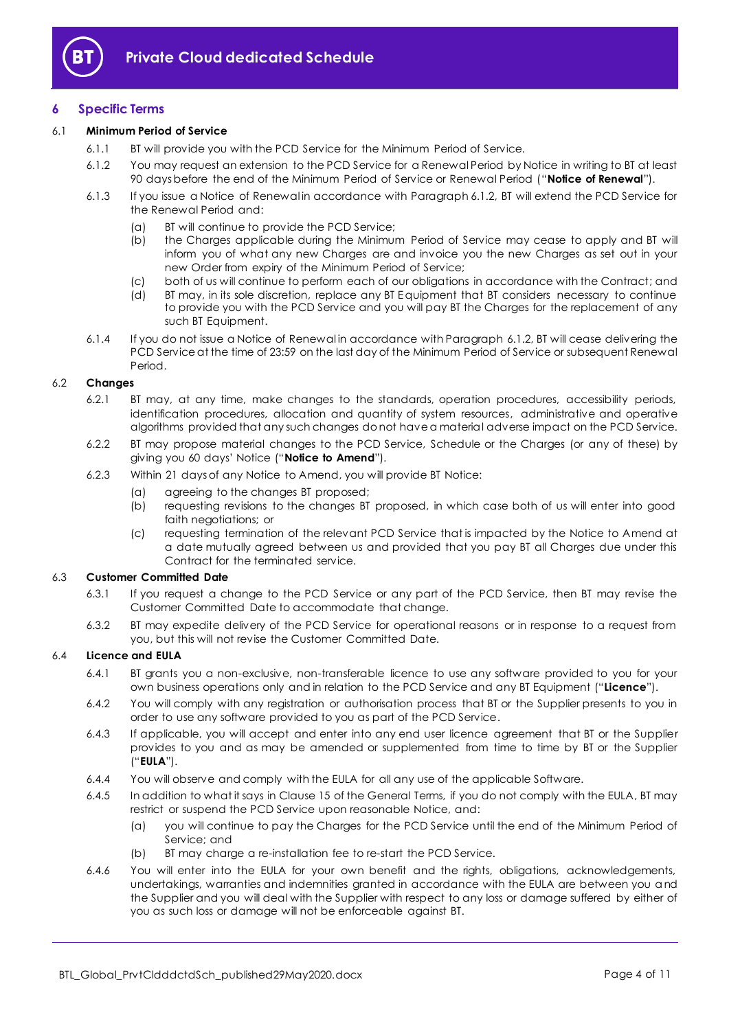## 6 Specific Terms

### 6.1 Minimum Period of Service

6.1.1 BT will provide you with the PCD Service for the Minimum Period of Service.

6.1.2 You may request an extension to the PCD Service for a Renewal Period by Notice in writing to BT at least 90 days before the end of the Minimum Period of Service or Renewal Period ("**Notice of Renewal**").

6.1.3 If you issue a Notice of Renewal in accordance with Paragraph 6.1.2, BT will extend the PCD Service for the Renewal Period and:

- (a) BT will continue to provide the PCD Service;
- (b) the Charges applicable during the Minimum Period of Service may cease to apply and BT will inform you of what any new Charges are and invoice you the new Charges as set out in your new Order from expiry of the Minimum Period of Service;
- (c) both of us will continue to perform each of our obligations in accordance with the Contract; and
- (d) BT may, in its sole discretion, replace any BT Equipment that BT considers necessary to continue to provide you with the PCD Service and you will pay BT the Charges for the replacement of any such BT Equipment.

6.1.4 If you do not issue a Notice of Renewal in accordance with Paragraph 6.1.2, BT will cease delivering the PCD Service at the time of 23:59 on the last day of the Minimum Period of Service or subsequent Renewal Period.

### 6.2 Changes

6.2.1 BT may, at any time, make changes to the standards, operation procedures, accessibility periods, identification procedures, allocation and quantity of system resources, administrative and operative algorithms provided that any such changes do not have a material adverse impact on the PCD Service.

6.2.2 BT may propose material changes to the PCD Service, Schedule or the Charges (or any of these) by giving you 60 days' Notice ("**Notice to Amend**").

6.2.3 Within 21 days of any Notice to Amend, you will provide BT Notice:

- (a) agreeing to the changes BT proposed;
- (b) requesting revisions to the changes BT proposed, in which case both of us will enter into good faith negotiations; or
- (c) requesting termination of the relevant PCD Service that is impacted by the Notice to Amend at a date mutually agreed between us and provided that you pay BT all Charges due under this Contract for the terminated service.

### 6.3 Customer Committed Date

6.3.1 If you request a change to the PCD Service or any part of the PCD Service, then BT may revise the Customer Committed Date to accommodate that change.

6.3.2 BT may expedite delivery of the PCD Service for operational reasons or in response to a request from you, but this will not revise the Customer Committed Date.

### 6.4 Licence and EULA

6.4.1 BT grants you a non-exclusive, non-transferable licence to use any software provided to you for your own business operations only and in relation to the PCD Service and any BT Equipment ("**Licence**").

6.4.2 You will comply with any registration or authorisation process that BT or the Supplier presents to you in order to use any software provided to you as part of the PCD Service.

6.4.3 If applicable, you will accept and enter into any end user licence agreement that BT or the Supplier provides to you and as may be amended or supplemented from time to time by BT or the Supplier ("**EULA**").

6.4.4 You will observe and comply with the EULA for all any use of the applicable Software.

6.4.5 In addition to what it says in Clause 15 of the General Terms, if you do not comply with the EULA, BT may restrict or suspend the PCD Service upon reasonable Notice, and:

- (a) you will continue to pay the Charges for the PCD Service until the end of the Minimum Period of Service; and
- (b) BT may charge a re-installation fee to re-start the PCD Service.

6.4.6 You will enter into the EULA for your own benefit and the rights, obligations, acknowledgements, undertakings, warranties and indemnities granted in accordance with the EULA are between you and the Supplier and you will deal with the Supplier with respect to any loss or damage suffered by either of you as such loss or damage will not be enforceable against BT.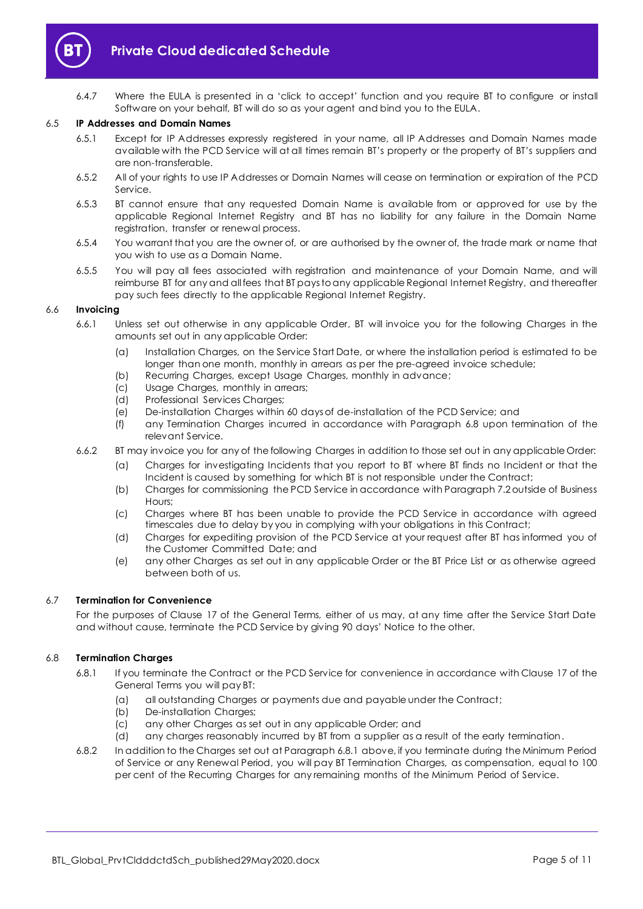6.4.7 Where the EULA is presented in a 'click to accept' function and you require BT to configure or install Software on your behalf, BT will do so as your agent and bind you to the EULA.

### 6.5 IP Addresses and Domain Names

6.5.1 Except for IP Addresses expressly registered in your name, all IP Addresses and Domain Names made available with the PCD Service will at all times remain BT's property or the property of BT's suppliers and are non-transferable.

6.5.2 All of your rights to use IP Addresses or Domain Names will cease on termination or expiration of the PCD Service.

6.5.3 BT cannot ensure that any requested Domain Name is available from or approved for use by the applicable Regional Internet Registry and BT has no liability for any failure in the Domain Name registration, transfer or renewal process.

6.5.4 You warrant that you are the owner of, or are authorised by the owner of, the trade mark or name that you wish to use as a Domain Name.

6.5.5 You will pay all fees associated with registration and maintenance of your Domain Name, and will reimburse BT for any and all fees that BT pays to any applicable Regional Internet Registry, and thereafter pay such fees directly to the applicable Regional Internet Registry.

### 6.6 Invoicing

6.6.1 Unless set out otherwise in any applicable Order, BT will invoice you for the following Charges in the amounts set out in any applicable Order:

(a) Installation Charges, on the Service Start Date, or where the installation period is estimated to be longer than one month, monthly in arrears as per the pre-agreed invoice schedule;
(b) Recurring Charges, except Usage Charges, monthly in advance;
(c) Usage Charges, monthly in arrears;
(d) Professional Services Charges;
(e) De-installation Charges within 60 days of de-installation of the PCD Service; and
(f) any Termination Charges incurred in accordance with Paragraph 6.8 upon termination of the relevant Service.

6.6.2 BT may invoice you for any of the following Charges in addition to those set out in any applicable Order:

(a) Charges for investigating Incidents that you report to BT where BT finds no Incident or that the Incident is caused by something for which BT is not responsible under the Contract;
(b) Charges for commissioning the PCD Service in accordance with Paragraph 7.2 outside of Business Hours;
(c) Charges where BT has been unable to provide the PCD Service in accordance with agreed timescales due to delay by you in complying with your obligations in this Contract;
(d) Charges for expediting provision of the PCD Service at your request after BT has informed you of the Customer Committed Date; and
(e) any other Charges as set out in any applicable Order or the BT Price List or as otherwise agreed between both of us.

### 6.7 Termination for Convenience

For the purposes of Clause 17 of the General Terms, either of us may, at any time after the Service Start Date and without cause, terminate the PCD Service by giving 90 days' Notice to the other.

### 6.8 Termination Charges

6.8.1 If you terminate the Contract or the PCD Service for convenience in accordance with Clause 17 of the General Terms you will pay BT:

(a) all outstanding Charges or payments due and payable under the Contract;
(b) De-installation Charges;
(c) any other Charges as set out in any applicable Order; and
(d) any charges reasonably incurred by BT from a supplier as a result of the early termination.

6.8.2 In addition to the Charges set out at Paragraph 6.8.1 above, if you terminate during the Minimum Period of Service or any Renewal Period, you will pay BT Termination Charges, as compensation, equal to 100 per cent of the Recurring Charges for any remaining months of the Minimum Period of Service.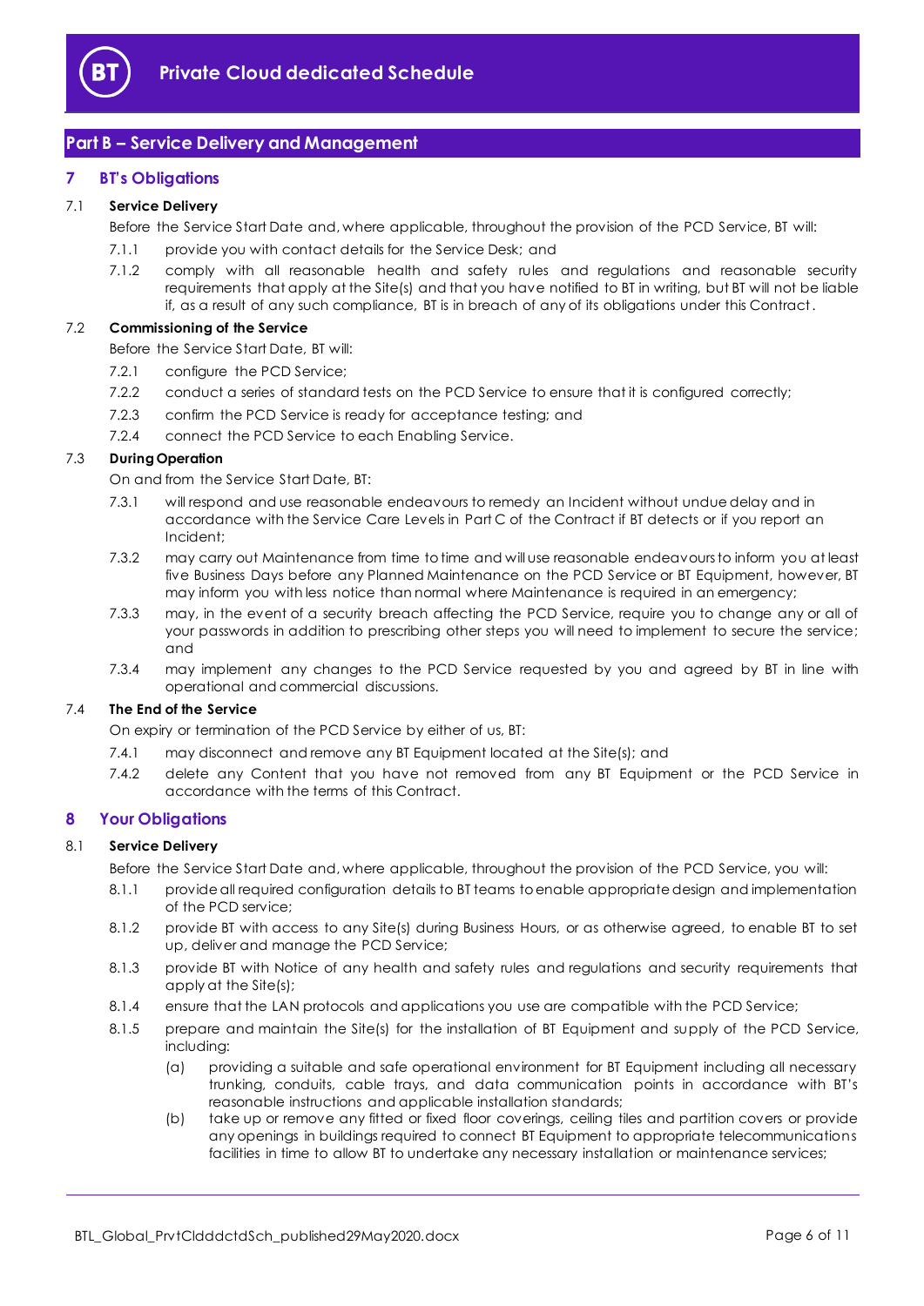## Part B – Service Delivery and Management

### 7 BT's Obligations

**7.1 Service Delivery**

Before the Service Start Date and, where applicable, throughout the provision of the PCD Service, BT will:

7.1.1 provide you with contact details for the Service Desk; and

7.1.2 comply with all reasonable health and safety rules and regulations and reasonable security requirements that apply at the Site(s) and that you have notified to BT in writing, but BT will not be liable if, as a result of any such compliance, BT is in breach of any of its obligations under this Contract.

**7.2 Commissioning of the Service**

Before the Service Start Date, BT will:

7.2.1 configure the PCD Service;

7.2.2 conduct a series of standard tests on the PCD Service to ensure that it is configured correctly;

7.2.3 confirm the PCD Service is ready for acceptance testing; and

7.2.4 connect the PCD Service to each Enabling Service.

**7.3 During Operation**

On and from the Service Start Date, BT:

7.3.1 will respond and use reasonable endeavours to remedy an Incident without undue delay and in accordance with the Service Care Levels in Part C of the Contract if BT detects or if you report an Incident;

7.3.2 may carry out Maintenance from time to time and will use reasonable endeavours to inform you at least five Business Days before any Planned Maintenance on the PCD Service or BT Equipment, however, BT may inform you with less notice than normal where Maintenance is required in an emergency;

7.3.3 may, in the event of a security breach affecting the PCD Service, require you to change any or all of your passwords in addition to prescribing other steps you will need to implement to secure the service; and

7.3.4 may implement any changes to the PCD Service requested by you and agreed by BT in line with operational and commercial discussions.

**7.4 The End of the Service**

On expiry or termination of the PCD Service by either of us, BT:

7.4.1 may disconnect and remove any BT Equipment located at the Site(s); and

7.4.2 delete any Content that you have not removed from any BT Equipment or the PCD Service in accordance with the terms of this Contract.

### 8 Your Obligations

**8.1 Service Delivery**

Before the Service Start Date and, where applicable, throughout the provision of the PCD Service, you will:

8.1.1 provide all required configuration details to BT teams to enable appropriate design and implementation of the PCD service;

8.1.2 provide BT with access to any Site(s) during Business Hours, or as otherwise agreed, to enable BT to set up, deliver and manage the PCD Service;

8.1.3 provide BT with Notice of any health and safety rules and regulations and security requirements that apply at the Site(s);

8.1.4 ensure that the LAN protocols and applications you use are compatible with the PCD Service;

8.1.5 prepare and maintain the Site(s) for the installation of BT Equipment and supply of the PCD Service, including:

(a) providing a suitable and safe operational environment for BT Equipment including all necessary trunking, conduits, cable trays, and data communication points in accordance with BT's reasonable instructions and applicable installation standards;

(b) take up or remove any fitted or fixed floor coverings, ceiling tiles and partition covers or provide any openings in buildings required to connect BT Equipment to appropriate telecommunications facilities in time to allow BT to undertake any necessary installation or maintenance services;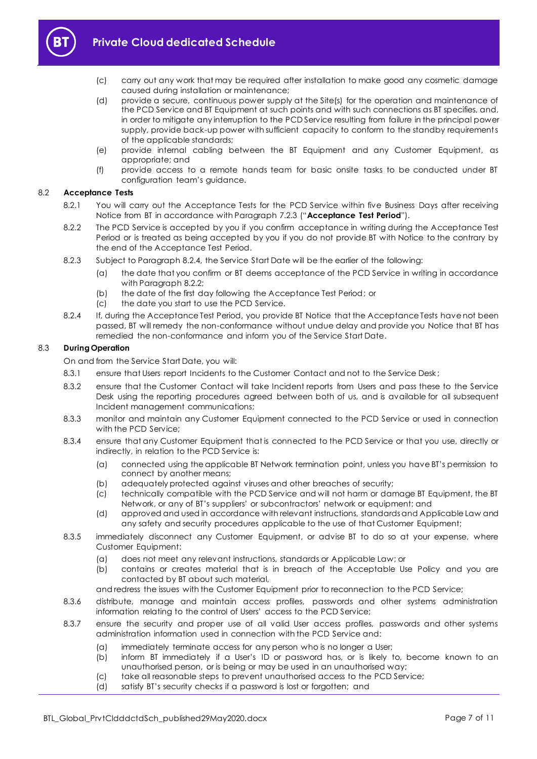(c) carry out any work that may be required after installation to make good any cosmetic damage caused during installation or maintenance;

(d) provide a secure, continuous power supply at the Site(s) for the operation and maintenance of the PCD Service and BT Equipment at such points and with such connections as BT specifies, and, in order to mitigate any interruption to the PCD Service resulting from failure in the principal power supply, provide back-up power with sufficient capacity to conform to the standby requirements of the applicable standards;

(e) provide internal cabling between the BT Equipment and any Customer Equipment, as appropriate; and

(f) provide access to a remote hands team for basic onsite tasks to be conducted under BT configuration team's guidance.

8.2 **Acceptance Tests**

8.2.1 You will carry out the Acceptance Tests for the PCD Service within five Business Days after receiving Notice from BT in accordance with Paragraph 7.2.3 ("**Acceptance Test Period**").

8.2.2 The PCD Service is accepted by you if you confirm acceptance in writing during the Acceptance Test Period or is treated as being accepted by you if you do not provide BT with Notice to the contrary by the end of the Acceptance Test Period.

8.2.3 Subject to Paragraph 8.2.4, the Service Start Date will be the earlier of the following:

(a) the date that you confirm or BT deems acceptance of the PCD Service in writing in accordance with Paragraph 8.2.2;

(b) the date of the first day following the Acceptance Test Period; or

(c) the date you start to use the PCD Service.

8.2.4 If, during the Acceptance Test Period, you provide BT Notice that the Acceptance Tests have not been passed, BT will remedy the non-conformance without undue delay and provide you Notice that BT has remedied the non-conformance and inform you of the Service Start Date.

8.3 **During Operation**

On and from the Service Start Date, you will:

8.3.1 ensure that Users report Incidents to the Customer Contact and not to the Service Desk;

8.3.2 ensure that the Customer Contact will take Incident reports from Users and pass these to the Service Desk using the reporting procedures agreed between both of us, and is available for all subsequent Incident management communications;

8.3.3 monitor and maintain any Customer Equipment connected to the PCD Service or used in connection with the PCD Service;

8.3.4 ensure that any Customer Equipment that is connected to the PCD Service or that you use, directly or indirectly, in relation to the PCD Service is:

(a) connected using the applicable BT Network termination point, unless you have BT's permission to connect by another means;

(b) adequately protected against viruses and other breaches of security;

(c) technically compatible with the PCD Service and will not harm or damage BT Equipment, the BT Network, or any of BT's suppliers' or subcontractors' network or equipment; and

(d) approved and used in accordance with relevant instructions, standards and Applicable Law and any safety and security procedures applicable to the use of that Customer Equipment;

8.3.5 immediately disconnect any Customer Equipment, or advise BT to do so at your expense, where Customer Equipment:

(a) does not meet any relevant instructions, standards or Applicable Law; or

(b) contains or creates material that is in breach of the Acceptable Use Policy and you are contacted by BT about such material,

and redress the issues with the Customer Equipment prior to reconnection to the PCD Service;

8.3.6 distribute, manage and maintain access profiles, passwords and other systems administration information relating to the control of Users' access to the PCD Service;

8.3.7 ensure the security and proper use of all valid User access profiles, passwords and other systems administration information used in connection with the PCD Service and:

(a) immediately terminate access for any person who is no longer a User;

(b) inform BT immediately if a User's ID or password has, or is likely to, become known to an unauthorised person, or is being or may be used in an unauthorised way;

(c) take all reasonable steps to prevent unauthorised access to the PCD Service;

(d) satisfy BT's security checks if a password is lost or forgotten; and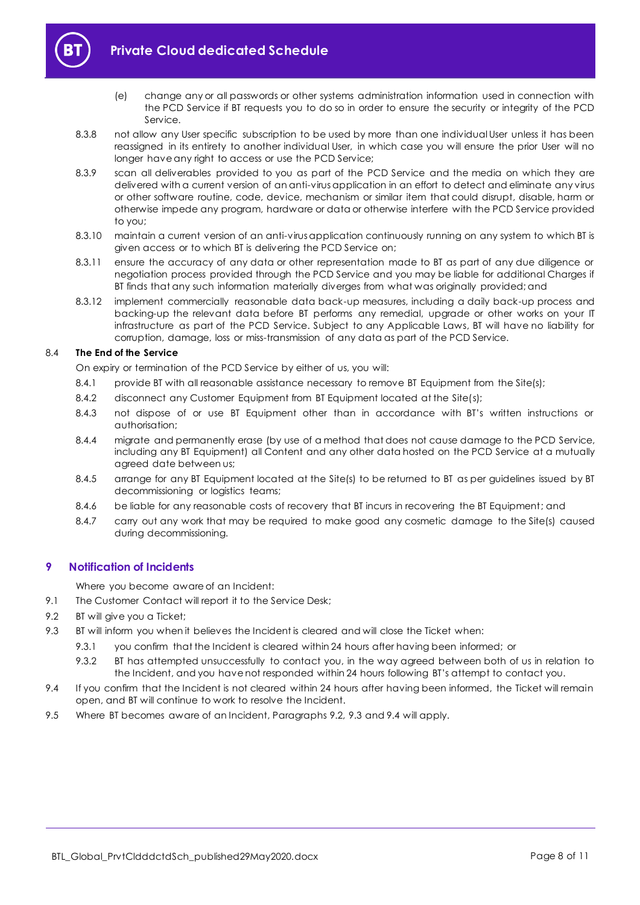(e) change any or all passwords or other systems administration information used in connection with the PCD Service if BT requests you to do so in order to ensure the security or integrity of the PCD Service.

8.3.8 not allow any User specific subscription to be used by more than one individual User unless it has been reassigned in its entirety to another individual User, in which case you will ensure the prior User will no longer have any right to access or use the PCD Service;

8.3.9 scan all deliverables provided to you as part of the PCD Service and the media on which they are delivered with a current version of an anti-virus application in an effort to detect and eliminate any virus or other software routine, code, device, mechanism or similar item that could disrupt, disable, harm or otherwise impede any program, hardware or data or otherwise interfere with the PCD Service provided to you;

8.3.10 maintain a current version of an anti-virus application continuously running on any system to which BT is given access or to which BT is delivering the PCD Service on;

8.3.11 ensure the accuracy of any data or other representation made to BT as part of any due diligence or negotiation process provided through the PCD Service and you may be liable for additional Charges if BT finds that any such information materially diverges from what was originally provided; and

8.3.12 implement commercially reasonable data back-up measures, including a daily back-up process and backing-up the relevant data before BT performs any remedial, upgrade or other works on your IT infrastructure as part of the PCD Service. Subject to any Applicable Laws, BT will have no liability for corruption, damage, loss or miss-transmission of any data as part of the PCD Service.

### 8.4 The End of the Service

On expiry or termination of the PCD Service by either of us, you will:

8.4.1 provide BT with all reasonable assistance necessary to remove BT Equipment from the Site(s);

8.4.2 disconnect any Customer Equipment from BT Equipment located at the Site(s);

8.4.3 not dispose of or use BT Equipment other than in accordance with BT's written instructions or authorisation;

8.4.4 migrate and permanently erase (by use of a method that does not cause damage to the PCD Service, including any BT Equipment) all Content and any other data hosted on the PCD Service at a mutually agreed date between us;

8.4.5 arrange for any BT Equipment located at the Site(s) to be returned to BT as per guidelines issued by BT decommissioning or logistics teams;

8.4.6 be liable for any reasonable costs of recovery that BT incurs in recovering the BT Equipment; and

8.4.7 carry out any work that may be required to make good any cosmetic damage to the Site(s) caused during decommissioning.

## 9 Notification of Incidents

Where you become aware of an Incident:

9.1 The Customer Contact will report it to the Service Desk;

9.2 BT will give you a Ticket;

9.3 BT will inform you when it believes the Incident is cleared and will close the Ticket when:

9.3.1 you confirm that the Incident is cleared within 24 hours after having been informed; or

9.3.2 BT has attempted unsuccessfully to contact you, in the way agreed between both of us in relation to the Incident, and you have not responded within 24 hours following BT's attempt to contact you.

9.4 If you confirm that the Incident is not cleared within 24 hours after having been informed, the Ticket will remain open, and BT will continue to work to resolve the Incident.

9.5 Where BT becomes aware of an Incident, Paragraphs 9.2, 9.3 and 9.4 will apply.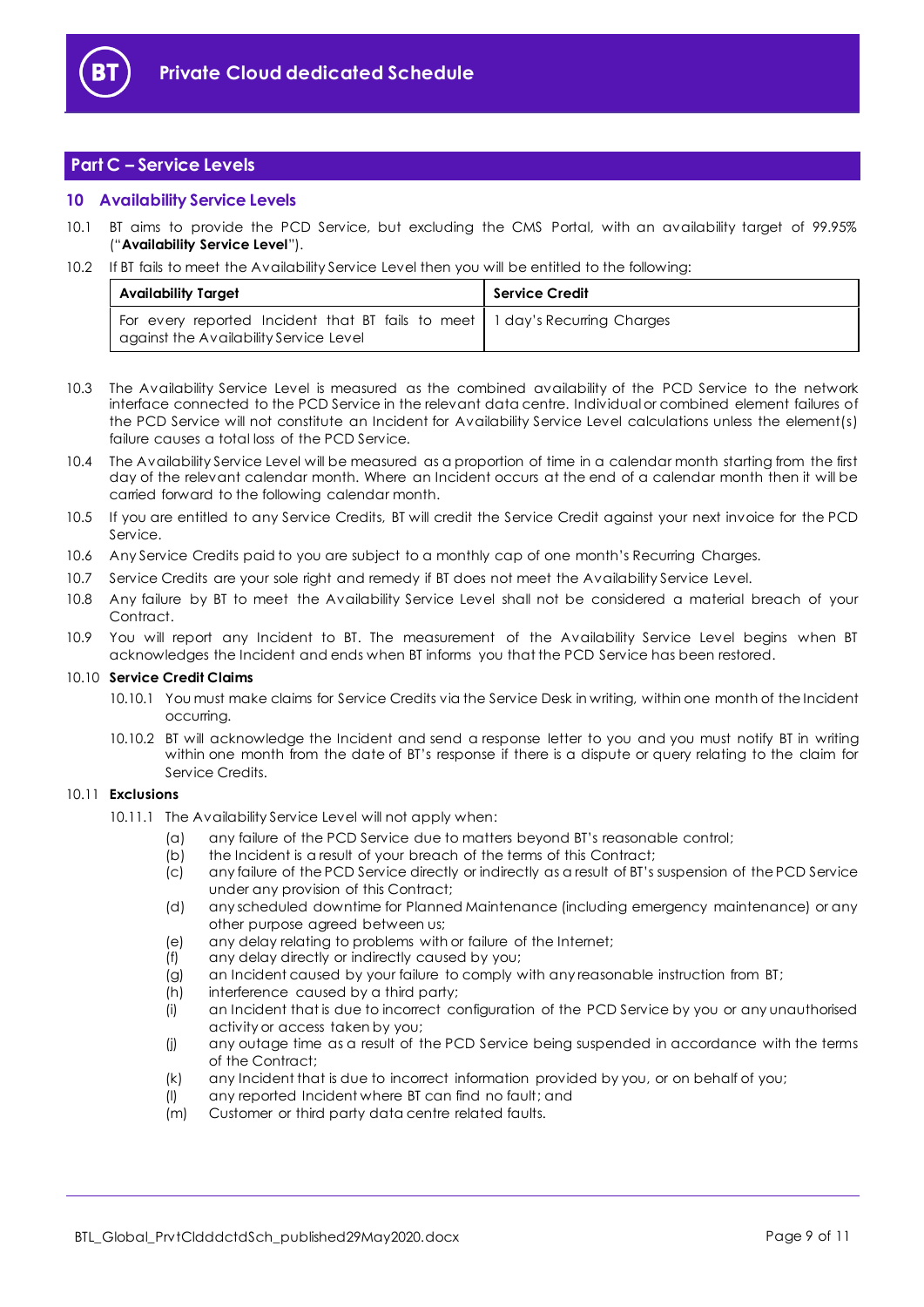## Part C – Service Levels

### 10 Availability Service Levels

10.1 BT aims to provide the PCD Service, but excluding the CMS Portal, with an availability target of 99.95% ("**Availability Service Level**").

10.2 If BT fails to meet the Availability Service Level then you will be entitled to the following:

| Availability Target | Service Credit |
|---|---|
| For every reported Incident that BT fails to meet against the Availability Service Level | 1 day's Recurring Charges |

10.3 The Availability Service Level is measured as the combined availability of the PCD Service to the network interface connected to the PCD Service in the relevant data centre. Individual or combined element failures of the PCD Service will not constitute an Incident for Availability Service Level calculations unless the element(s) failure causes a total loss of the PCD Service.

10.4 The Availability Service Level will be measured as a proportion of time in a calendar month starting from the first day of the relevant calendar month. Where an Incident occurs at the end of a calendar month then it will be carried forward to the following calendar month.

10.5 If you are entitled to any Service Credits, BT will credit the Service Credit against your next invoice for the PCD Service.

10.6 Any Service Credits paid to you are subject to a monthly cap of one month's Recurring Charges.

10.7 Service Credits are your sole right and remedy if BT does not meet the Availability Service Level.

10.8 Any failure by BT to meet the Availability Service Level shall not be considered a material breach of your Contract.

10.9 You will report any Incident to BT. The measurement of the Availability Service Level begins when BT acknowledges the Incident and ends when BT informs you that the PCD Service has been restored.

10.10 **Service Credit Claims**

10.10.1 You must make claims for Service Credits via the Service Desk in writing, within one month of the Incident occurring.

10.10.2 BT will acknowledge the Incident and send a response letter to you and you must notify BT in writing within one month from the date of BT's response if there is a dispute or query relating to the claim for Service Credits.

10.11 **Exclusions**

10.11.1 The Availability Service Level will not apply when:

(a) any failure of the PCD Service due to matters beyond BT's reasonable control;

(b) the Incident is a result of your breach of the terms of this Contract;

(c) any failure of the PCD Service directly or indirectly as a result of BT's suspension of the PCD Service under any provision of this Contract;

(d) any scheduled downtime for Planned Maintenance (including emergency maintenance) or any other purpose agreed between us;

(e) any delay relating to problems with or failure of the Internet;

(f) any delay directly or indirectly caused by you;

(g) an Incident caused by your failure to comply with any reasonable instruction from BT;

(h) interference caused by a third party;

(i) an Incident that is due to incorrect configuration of the PCD Service by you or any unauthorised activity or access taken by you;

(j) any outage time as a result of the PCD Service being suspended in accordance with the terms of the Contract;

(k) any Incident that is due to incorrect information provided by you, or on behalf of you;

(l) any reported Incident where BT can find no fault; and

(m) Customer or third party data centre related faults.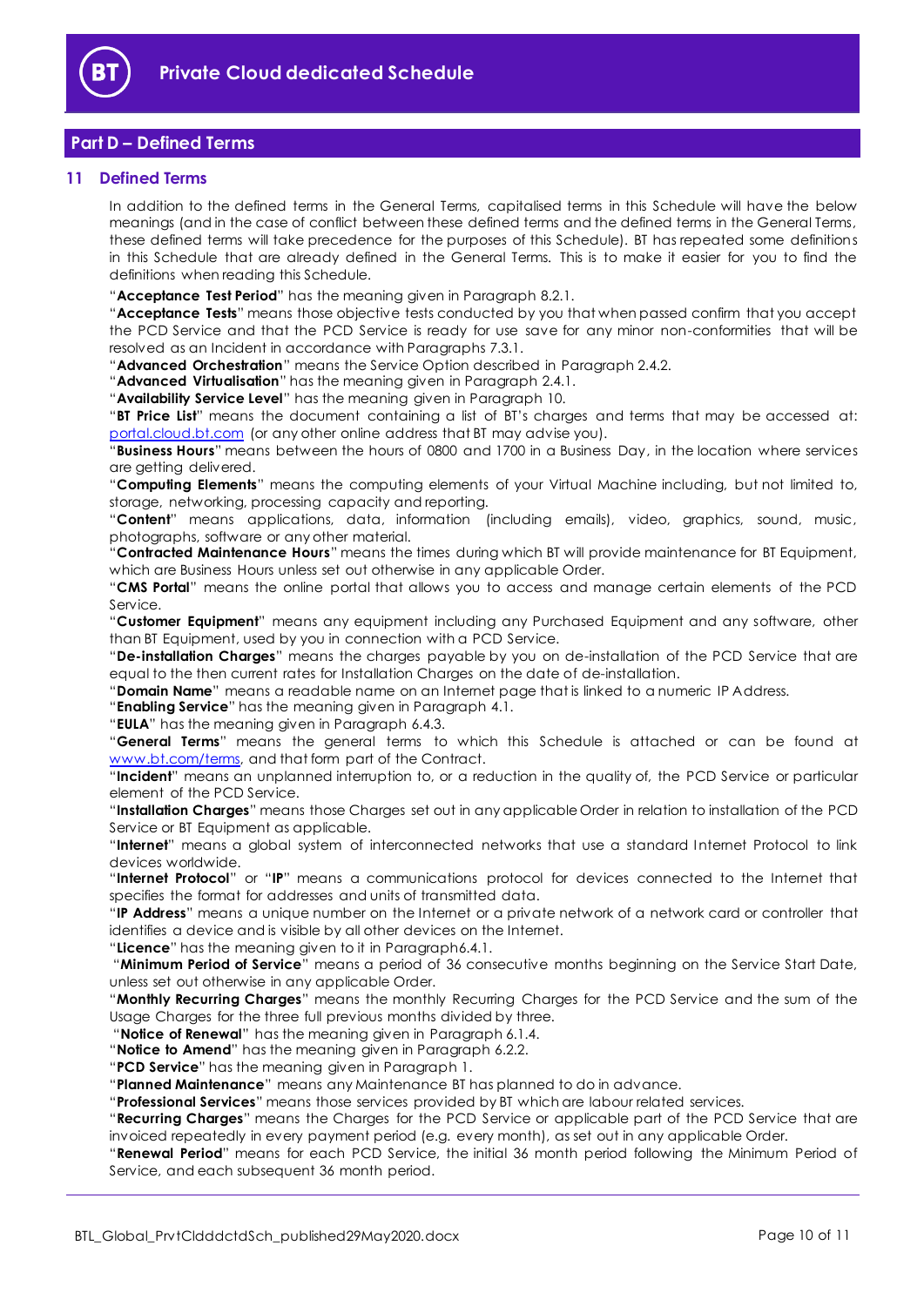## Part D – Defined Terms

### 11 Defined Terms

In addition to the defined terms in the General Terms, capitalised terms in this Schedule will have the below meanings (and in the case of conflict between these defined terms and the defined terms in the General Terms, these defined terms will take precedence for the purposes of this Schedule). BT has repeated some definitions in this Schedule that are already defined in the General Terms. This is to make it easier for you to find the definitions when reading this Schedule.

"**Acceptance Test Period**" has the meaning given in Paragraph 8.2.1.

"**Acceptance Tests**" means those objective tests conducted by you that when passed confirm that you accept the PCD Service and that the PCD Service is ready for use save for any minor non-conformities that will be resolved as an Incident in accordance with Paragraphs 7.3.1.

"**Advanced Orchestration**" means the Service Option described in Paragraph 2.4.2.

"**Advanced Virtualisation**" has the meaning given in Paragraph 2.4.1.

"**Availability Service Level**" has the meaning given in Paragraph 10.

"**BT Price List**" means the document containing a list of BT's charges and terms that may be accessed at: portal.cloud.bt.com (or any other online address that BT may advise you).

"**Business Hours**" means between the hours of 0800 and 1700 in a Business Day, in the location where services are getting delivered.

"**Computing Elements**" means the computing elements of your Virtual Machine including, but not limited to, storage, networking, processing capacity and reporting.

"**Content**" means applications, data, information (including emails), video, graphics, sound, music, photographs, software or any other material.

"**Contracted Maintenance Hours**" means the times during which BT will provide maintenance for BT Equipment, which are Business Hours unless set out otherwise in any applicable Order.

"**CMS Portal**" means the online portal that allows you to access and manage certain elements of the PCD Service.

"**Customer Equipment**" means any equipment including any Purchased Equipment and any software, other than BT Equipment, used by you in connection with a PCD Service.

"**De-installation Charges**" means the charges payable by you on de-installation of the PCD Service that are equal to the then current rates for Installation Charges on the date of de-installation.

"**Domain Name**" means a readable name on an Internet page that is linked to a numeric IP Address.

"**Enabling Service**" has the meaning given in Paragraph 4.1.

"**EULA**" has the meaning given in Paragraph 6.4.3.

"**General Terms**" means the general terms to which this Schedule is attached or can be found at www.bt.com/terms, and that form part of the Contract.

"**Incident**" means an unplanned interruption to, or a reduction in the quality of, the PCD Service or particular element of the PCD Service.

"**Installation Charges**" means those Charges set out in any applicable Order in relation to installation of the PCD Service or BT Equipment as applicable.

"**Internet**" means a global system of interconnected networks that use a standard Internet Protocol to link devices worldwide.

"**Internet Protocol**" or "**IP**" means a communications protocol for devices connected to the Internet that specifies the format for addresses and units of transmitted data.

"**IP Address**" means a unique number on the Internet or a private network of a network card or controller that identifies a device and is visible by all other devices on the Internet.

"**Licence**" has the meaning given to it in Paragraph6.4.1.

"**Minimum Period of Service**" means a period of 36 consecutive months beginning on the Service Start Date, unless set out otherwise in any applicable Order.

"**Monthly Recurring Charges**" means the monthly Recurring Charges for the PCD Service and the sum of the Usage Charges for the three full previous months divided by three.

"**Notice of Renewal**" has the meaning given in Paragraph 6.1.4.

"**Notice to Amend**" has the meaning given in Paragraph 6.2.2.

"**PCD Service**" has the meaning given in Paragraph 1.

"**Planned Maintenance**" means any Maintenance BT has planned to do in advance.

"**Professional Services**" means those services provided by BT which are labour related services.

"**Recurring Charges**" means the Charges for the PCD Service or applicable part of the PCD Service that are invoiced repeatedly in every payment period (e.g. every month), as set out in any applicable Order.

"**Renewal Period**" means for each PCD Service, the initial 36 month period following the Minimum Period of Service, and each subsequent 36 month period.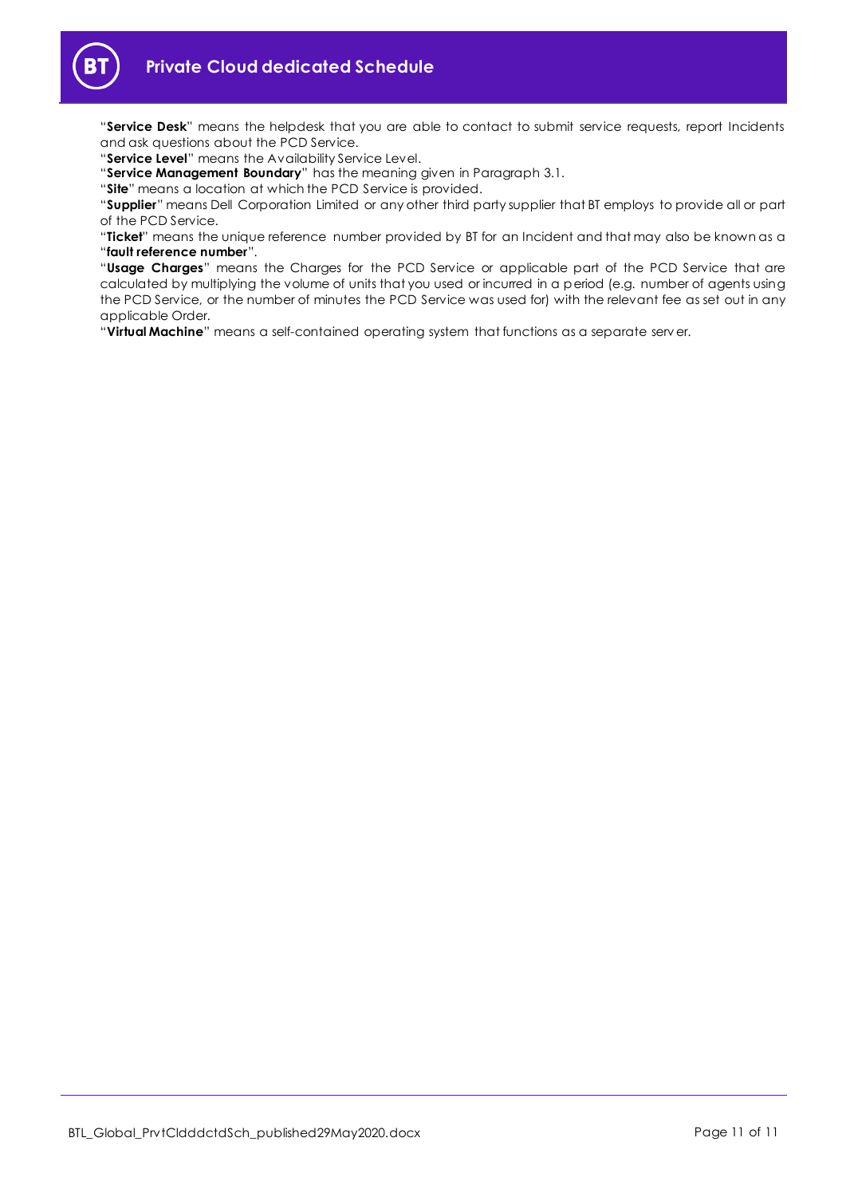"**Service Desk**" means the helpdesk that you are able to contact to submit service requests, report Incidents and ask questions about the PCD Service.

"**Service Level**" means the Availability Service Level.

"**Service Management Boundary**" has the meaning given in Paragraph 3.1.

"**Site**" means a location at which the PCD Service is provided.

"**Supplier**" means Dell Corporation Limited or any other third party supplier that BT employs to provide all or part of the PCD Service.

"**Ticket**" means the unique reference number provided by BT for an Incident and that may also be known as a "**fault reference number**".

"**Usage Charges**" means the Charges for the PCD Service or applicable part of the PCD Service that are calculated by multiplying the volume of units that you used or incurred in a period (e.g. number of agents using the PCD Service, or the number of minutes the PCD Service was used for) with the relevant fee as set out in any applicable Order.

"**Virtual Machine**" means a self-contained operating system that functions as a separate server.